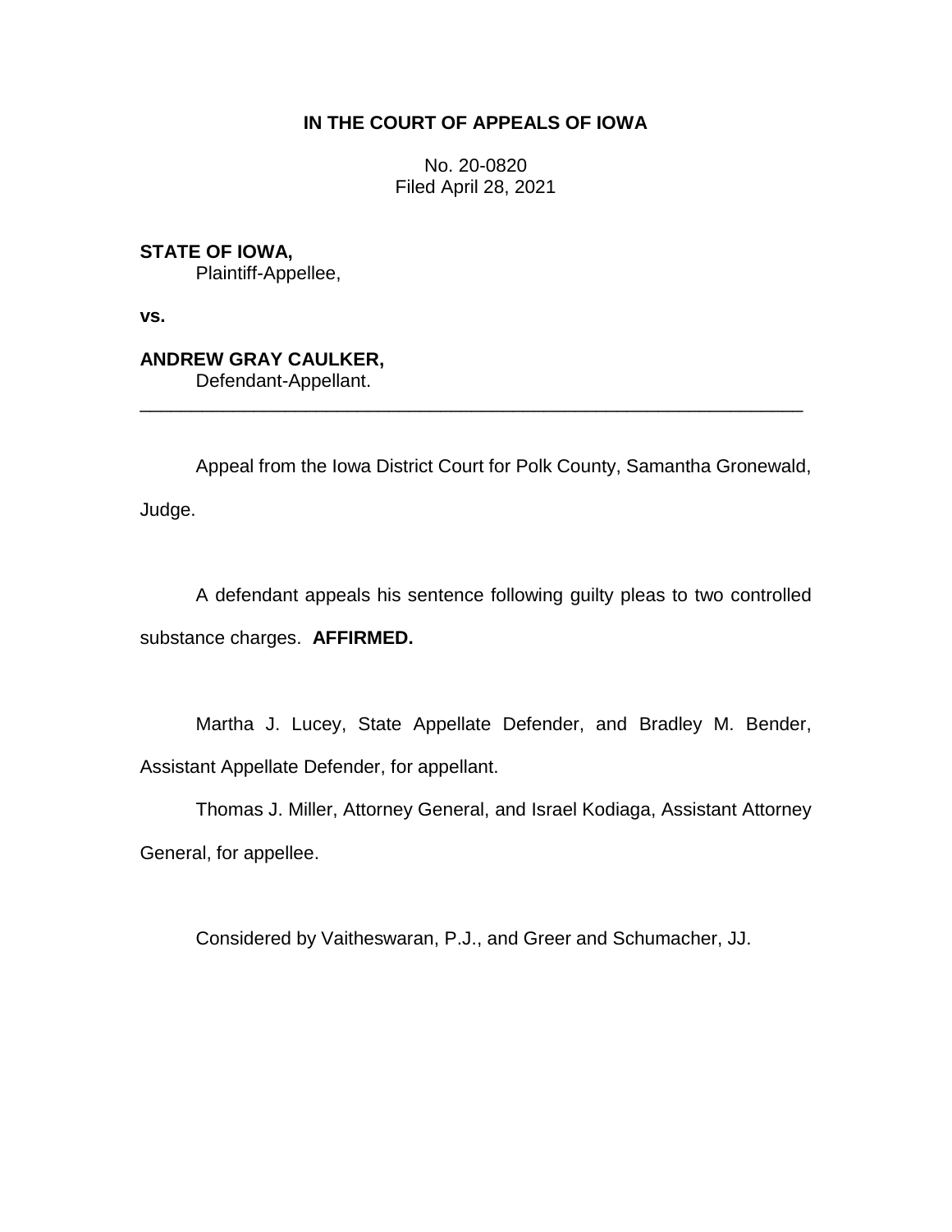**IN THE COURT OF APPEALS OF IOWA**

No. 20-0820
Filed April 28, 2021

**STATE OF IOWA,**
Plaintiff-Appellee,

**vs.**

**ANDREW GRAY CAULKER,**
Defendant-Appellant.

---

Appeal from the Iowa District Court for Polk County, Samantha Gronewald, Judge.

A defendant appeals his sentence following guilty pleas to two controlled substance charges. **AFFIRMED.**

Martha J. Lucey, State Appellate Defender, and Bradley M. Bender, Assistant Appellate Defender, for appellant.

Thomas J. Miller, Attorney General, and Israel Kodiaga, Assistant Attorney General, for appellee.

Considered by Vaitheswaran, P.J., and Greer and Schumacher, JJ.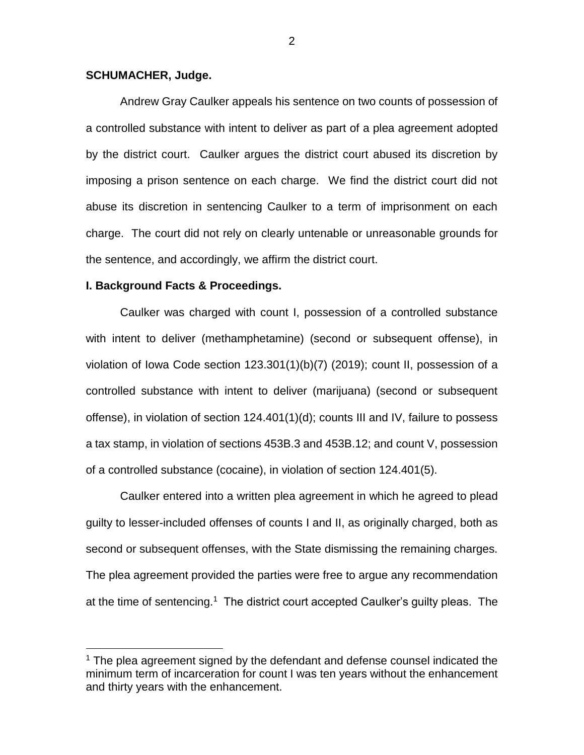**SCHUMACHER, Judge.**

Andrew Gray Caulker appeals his sentence on two counts of possession of a controlled substance with intent to deliver as part of a plea agreement adopted by the district court. Caulker argues the district court abused its discretion by imposing a prison sentence on each charge. We find the district court did not abuse its discretion in sentencing Caulker to a term of imprisonment on each charge. The court did not rely on clearly untenable or unreasonable grounds for the sentence, and accordingly, we affirm the district court.

**I. Background Facts & Proceedings.**

Caulker was charged with count I, possession of a controlled substance with intent to deliver (methamphetamine) (second or subsequent offense), in violation of Iowa Code section 123.301(1)(b)(7) (2019); count II, possession of a controlled substance with intent to deliver (marijuana) (second or subsequent offense), in violation of section 124.401(1)(d); counts III and IV, failure to possess a tax stamp, in violation of sections 453B.3 and 453B.12; and count V, possession of a controlled substance (cocaine), in violation of section 124.401(5).

Caulker entered into a written plea agreement in which he agreed to plead guilty to lesser-included offenses of counts I and II, as originally charged, both as second or subsequent offenses, with the State dismissing the remaining charges. The plea agreement provided the parties were free to argue any recommendation at the time of sentencing.[1] The district court accepted Caulker's guilty pleas. The

[1] The plea agreement signed by the defendant and defense counsel indicated the minimum term of incarceration for count I was ten years without the enhancement and thirty years with the enhancement.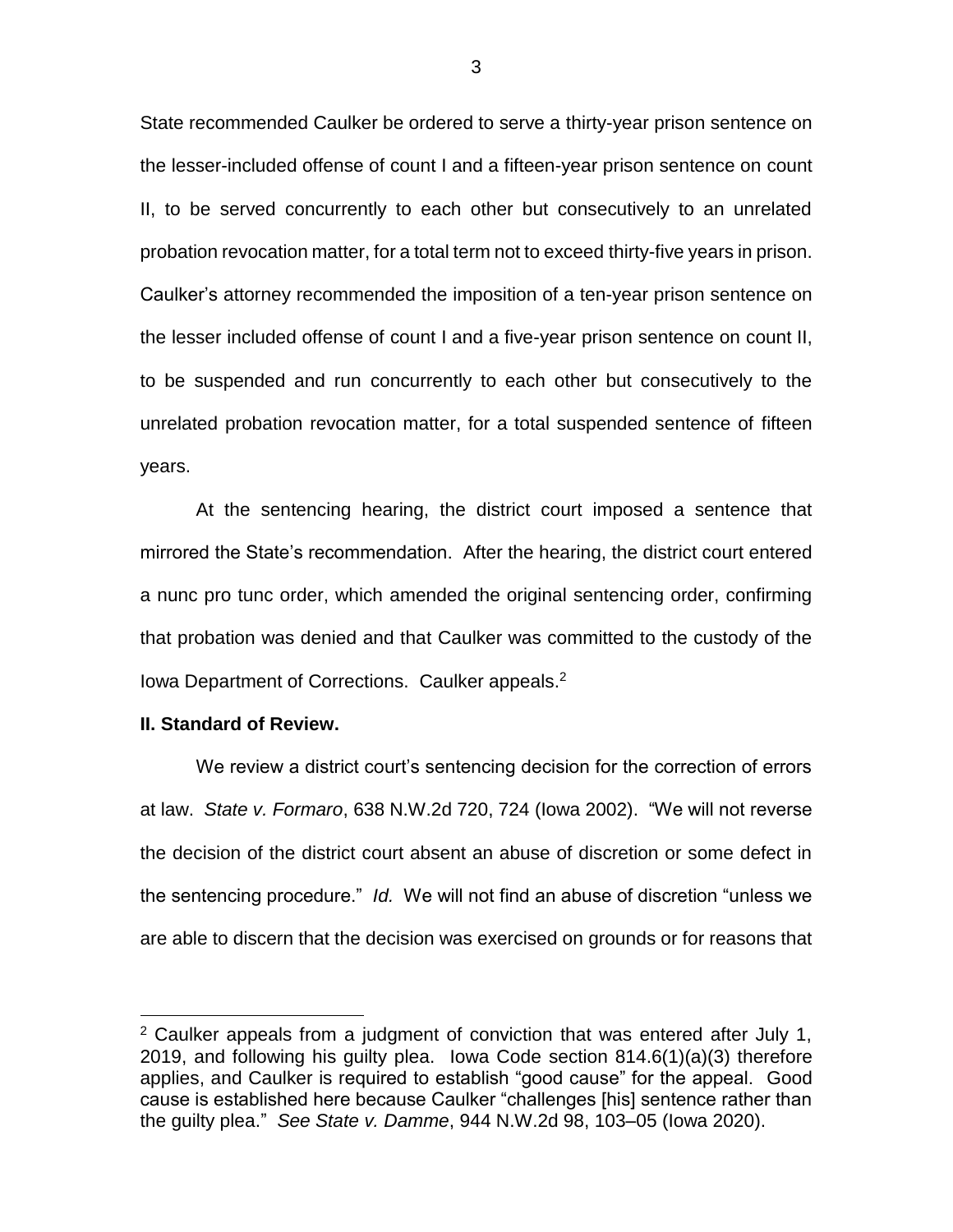State recommended Caulker be ordered to serve a thirty-year prison sentence on the lesser-included offense of count I and a fifteen-year prison sentence on count II, to be served concurrently to each other but consecutively to an unrelated probation revocation matter, for a total term not to exceed thirty-five years in prison. Caulker's attorney recommended the imposition of a ten-year prison sentence on the lesser included offense of count I and a five-year prison sentence on count II, to be suspended and run concurrently to each other but consecutively to the unrelated probation revocation matter, for a total suspended sentence of fifteen years.

At the sentencing hearing, the district court imposed a sentence that mirrored the State's recommendation. After the hearing, the district court entered a nunc pro tunc order, which amended the original sentencing order, confirming that probation was denied and that Caulker was committed to the custody of the Iowa Department of Corrections. Caulker appeals.[2]

**II. Standard of Review.**

We review a district court's sentencing decision for the correction of errors at law. *State v. Formaro*, 638 N.W.2d 720, 724 (Iowa 2002). "We will not reverse the decision of the district court absent an abuse of discretion or some defect in the sentencing procedure." *Id.* We will not find an abuse of discretion "unless we are able to discern that the decision was exercised on grounds or for reasons that

---

[2] Caulker appeals from a judgment of conviction that was entered after July 1, 2019, and following his guilty plea. Iowa Code section 814.6(1)(a)(3) therefore applies, and Caulker is required to establish "good cause" for the appeal. Good cause is established here because Caulker "challenges [his] sentence rather than the guilty plea." *See State v. Damme*, 944 N.W.2d 98, 103–05 (Iowa 2020).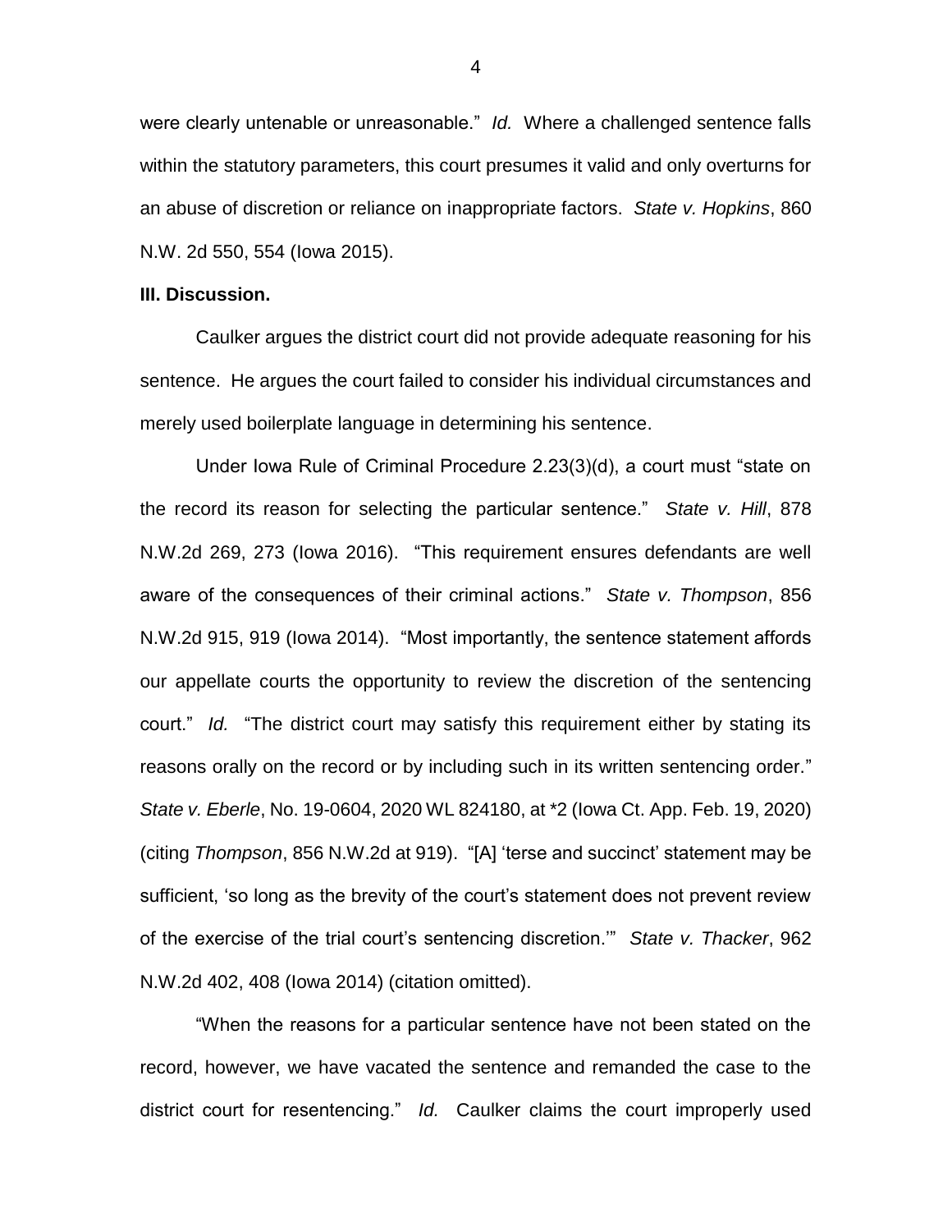were clearly untenable or unreasonable." *Id.* Where a challenged sentence falls within the statutory parameters, this court presumes it valid and only overturns for an abuse of discretion or reliance on inappropriate factors. *State v. Hopkins*, 860 N.W. 2d 550, 554 (Iowa 2015).

**III. Discussion.**

Caulker argues the district court did not provide adequate reasoning for his sentence. He argues the court failed to consider his individual circumstances and merely used boilerplate language in determining his sentence.

Under Iowa Rule of Criminal Procedure 2.23(3)(d), a court must "state on the record its reason for selecting the particular sentence." *State v. Hill*, 878 N.W.2d 269, 273 (Iowa 2016). "This requirement ensures defendants are well aware of the consequences of their criminal actions." *State v. Thompson*, 856 N.W.2d 915, 919 (Iowa 2014). "Most importantly, the sentence statement affords our appellate courts the opportunity to review the discretion of the sentencing court." *Id.* "The district court may satisfy this requirement either by stating its reasons orally on the record or by including such in its written sentencing order." *State v. Eberle*, No. 19-0604, 2020 WL 824180, at *2 (Iowa Ct. App. Feb. 19, 2020) (citing *Thompson*, 856 N.W.2d at 919). "[A] 'terse and succinct' statement may be sufficient, 'so long as the brevity of the court's statement does not prevent review of the exercise of the trial court's sentencing discretion.'" *State v. Thacker*, 962 N.W.2d 402, 408 (Iowa 2014) (citation omitted).

"When the reasons for a particular sentence have not been stated on the record, however, we have vacated the sentence and remanded the case to the district court for resentencing." *Id.* Caulker claims the court improperly used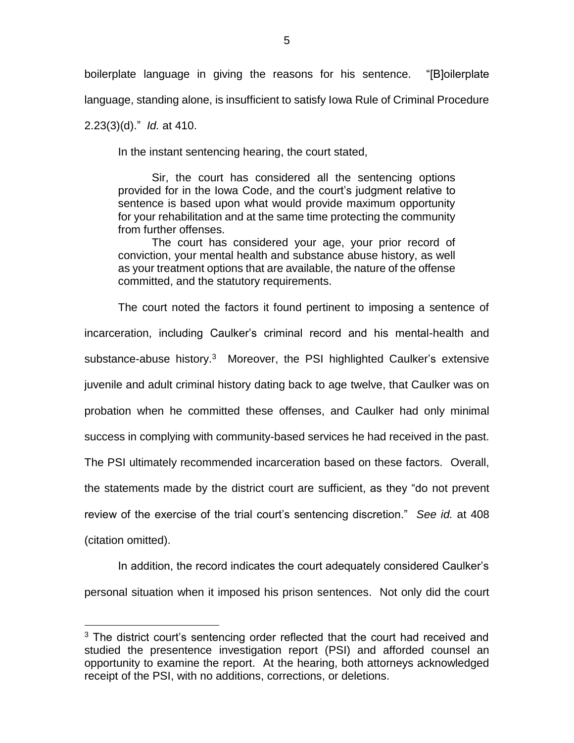boilerplate language in giving the reasons for his sentence. "[B]oilerplate language, standing alone, is insufficient to satisfy Iowa Rule of Criminal Procedure 2.23(3)(d)." *Id.* at 410.

In the instant sentencing hearing, the court stated,

> Sir, the court has considered all the sentencing options provided for in the Iowa Code, and the court's judgment relative to sentence is based upon what would provide maximum opportunity for your rehabilitation and at the same time protecting the community from further offenses.
>
> The court has considered your age, your prior record of conviction, your mental health and substance abuse history, as well as your treatment options that are available, the nature of the offense committed, and the statutory requirements.

The court noted the factors it found pertinent to imposing a sentence of incarceration, including Caulker's criminal record and his mental-health and substance-abuse history.[3] Moreover, the PSI highlighted Caulker's extensive juvenile and adult criminal history dating back to age twelve, that Caulker was on probation when he committed these offenses, and Caulker had only minimal success in complying with community-based services he had received in the past. The PSI ultimately recommended incarceration based on these factors. Overall, the statements made by the district court are sufficient, as they "do not prevent review of the exercise of the trial court's sentencing discretion." *See id.* at 408 (citation omitted).

In addition, the record indicates the court adequately considered Caulker's personal situation when it imposed his prison sentences. Not only did the court

---

[3] The district court's sentencing order reflected that the court had received and studied the presentence investigation report (PSI) and afforded counsel an opportunity to examine the report. At the hearing, both attorneys acknowledged receipt of the PSI, with no additions, corrections, or deletions.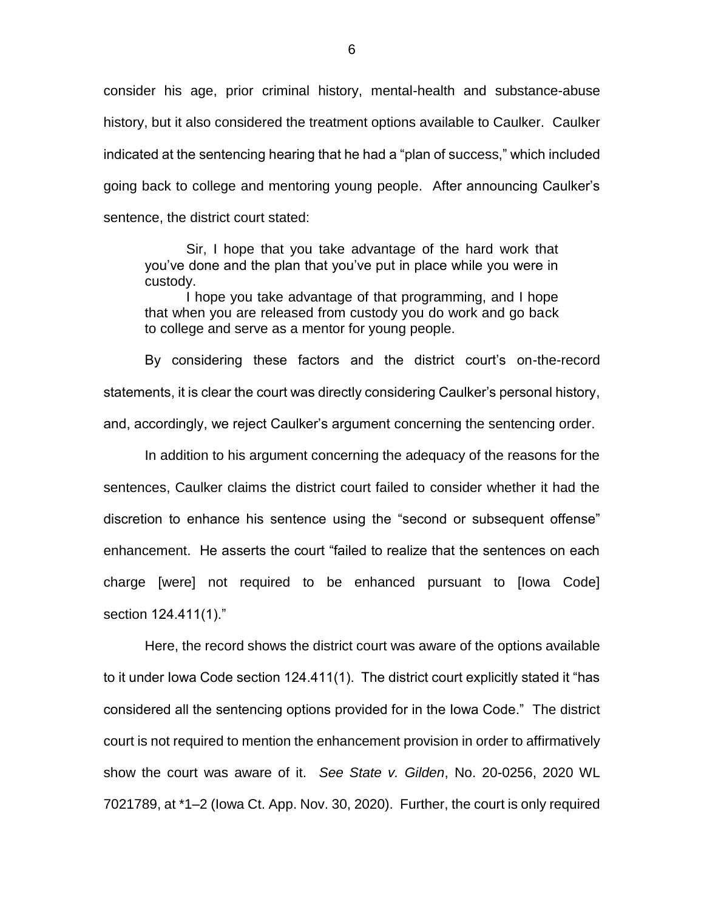consider his age, prior criminal history, mental-health and substance-abuse history, but it also considered the treatment options available to Caulker. Caulker indicated at the sentencing hearing that he had a "plan of success," which included going back to college and mentoring young people. After announcing Caulker's sentence, the district court stated:

> Sir, I hope that you take advantage of the hard work that you've done and the plan that you've put in place while you were in custody.
>
> I hope you take advantage of that programming, and I hope that when you are released from custody you do work and go back to college and serve as a mentor for young people.

By considering these factors and the district court's on-the-record statements, it is clear the court was directly considering Caulker's personal history, and, accordingly, we reject Caulker's argument concerning the sentencing order.

In addition to his argument concerning the adequacy of the reasons for the sentences, Caulker claims the district court failed to consider whether it had the discretion to enhance his sentence using the "second or subsequent offense" enhancement. He asserts the court "failed to realize that the sentences on each charge [were] not required to be enhanced pursuant to [Iowa Code] section 124.411(1)."

Here, the record shows the district court was aware of the options available to it under Iowa Code section 124.411(1). The district court explicitly stated it "has considered all the sentencing options provided for in the Iowa Code." The district court is not required to mention the enhancement provision in order to affirmatively show the court was aware of it. *See State v. Gilden*, No. 20-0256, 2020 WL 7021789, at *1–2 (Iowa Ct. App. Nov. 30, 2020). Further, the court is only required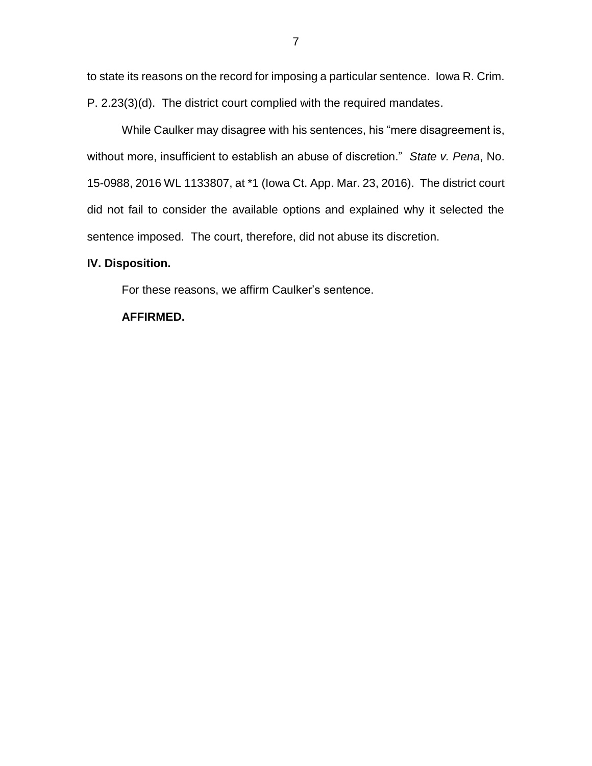to state its reasons on the record for imposing a particular sentence. Iowa R. Crim. P. 2.23(3)(d). The district court complied with the required mandates.

While Caulker may disagree with his sentences, his "mere disagreement is, without more, insufficient to establish an abuse of discretion." *State v. Pena*, No. 15-0988, 2016 WL 1133807, at *1 (Iowa Ct. App. Mar. 23, 2016). The district court did not fail to consider the available options and explained why it selected the sentence imposed. The court, therefore, did not abuse its discretion.

**IV. Disposition.**

For these reasons, we affirm Caulker's sentence.

**AFFIRMED.**